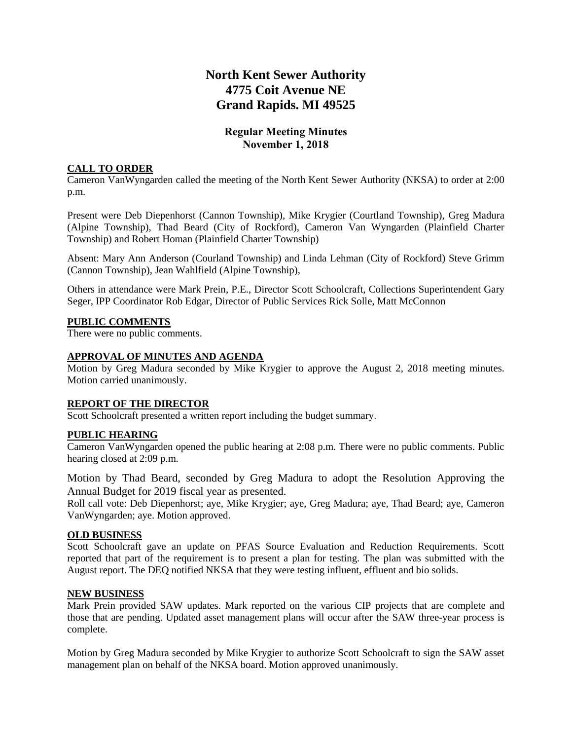# North Kent Sewer Authority
# 4775 Coit Avenue NE
# Grand Rapids. MI 49525

## Regular Meeting Minutes
## November 1, 2018

**CALL TO ORDER**

Cameron VanWyngarden called the meeting of the North Kent Sewer Authority (NKSA) to order at 2:00 p.m.

Present were Deb Diepenhorst (Cannon Township), Mike Krygier (Courtland Township), Greg Madura (Alpine Township), Thad Beard (City of Rockford), Cameron Van Wyngarden (Plainfield Charter Township) and Robert Homan (Plainfield Charter Township)

Absent: Mary Ann Anderson (Courland Township) and Linda Lehman (City of Rockford) Steve Grimm (Cannon Township), Jean Wahlfield (Alpine Township),

Others in attendance were Mark Prein, P.E., Director Scott Schoolcraft, Collections Superintendent Gary Seger, IPP Coordinator Rob Edgar, Director of Public Services Rick Solle, Matt McConnon

**PUBLIC COMMENTS**

There were no public comments.

**APPROVAL OF MINUTES AND AGENDA**

Motion by Greg Madura seconded by Mike Krygier to approve the August 2, 2018 meeting minutes. Motion carried unanimously.

**REPORT OF THE DIRECTOR**

Scott Schoolcraft presented a written report including the budget summary.

**PUBLIC HEARING**

Cameron VanWyngarden opened the public hearing at 2:08 p.m. There were no public comments. Public hearing closed at 2:09 p.m.

Motion by Thad Beard, seconded by Greg Madura to adopt the Resolution Approving the Annual Budget for 2019 fiscal year as presented.

Roll call vote: Deb Diepenhorst; aye, Mike Krygier; aye, Greg Madura; aye, Thad Beard; aye, Cameron VanWyngarden; aye. Motion approved.

**OLD BUSINESS**

Scott Schoolcraft gave an update on PFAS Source Evaluation and Reduction Requirements. Scott reported that part of the requirement is to present a plan for testing. The plan was submitted with the August report. The DEQ notified NKSA that they were testing influent, effluent and bio solids.

**NEW BUSINESS**

Mark Prein provided SAW updates. Mark reported on the various CIP projects that are complete and those that are pending. Updated asset management plans will occur after the SAW three-year process is complete.

Motion by Greg Madura seconded by Mike Krygier to authorize Scott Schoolcraft to sign the SAW asset management plan on behalf of the NKSA board. Motion approved unanimously.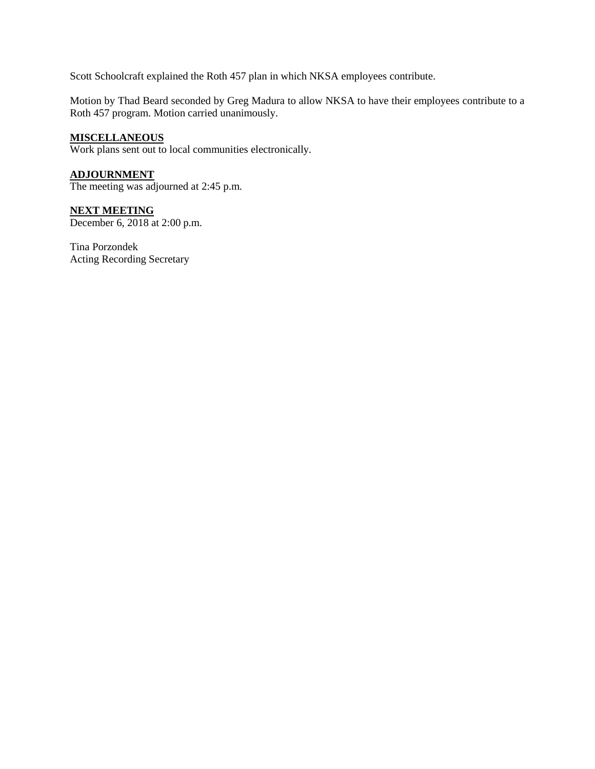Scott Schoolcraft explained the Roth 457 plan in which NKSA employees contribute.

Motion by Thad Beard seconded by Greg Madura to allow NKSA to have their employees contribute to a Roth 457 program. Motion carried unanimously.

**MISCELLANEOUS**

Work plans sent out to local communities electronically.

**ADJOURNMENT**

The meeting was adjourned at 2:45 p.m.

**NEXT MEETING**

December 6, 2018 at 2:00 p.m.

Tina Porzondek
Acting Recording Secretary